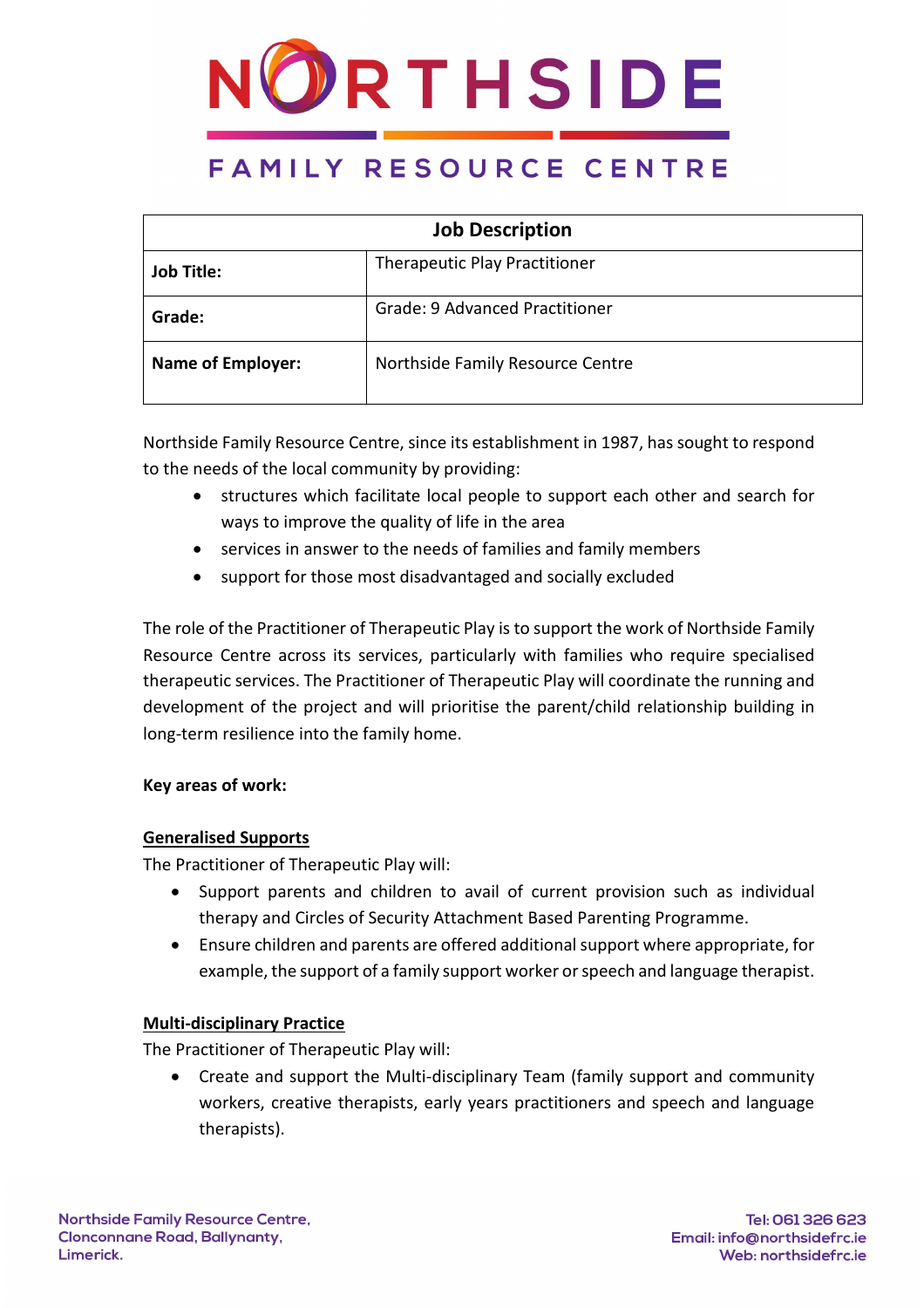# NORTHSIDE

## FAMILY RESOURCE CENTRE

| Job Description | |
|---|---|
| **Job Title:** | Therapeutic Play Practitioner |
| **Grade:** | Grade: 9 Advanced Practitioner |
| **Name of Employer:** | Northside Family Resource Centre |

Northside Family Resource Centre, since its establishment in 1987, has sought to respond to the needs of the local community by providing:

- structures which facilitate local people to support each other and search for ways to improve the quality of life in the area
- services in answer to the needs of families and family members
- support for those most disadvantaged and socially excluded

The role of the Practitioner of Therapeutic Play is to support the work of Northside Family Resource Centre across its services, particularly with families who require specialised therapeutic services. The Practitioner of Therapeutic Play will coordinate the running and development of the project and will prioritise the parent/child relationship building in long-term resilience into the family home.

**Key areas of work:**

**Generalised Supports**

The Practitioner of Therapeutic Play will:

- Support parents and children to avail of current provision such as individual therapy and Circles of Security Attachment Based Parenting Programme.
- Ensure children and parents are offered additional support where appropriate, for example, the support of a family support worker or speech and language therapist.

**Multi-disciplinary Practice**

The Practitioner of Therapeutic Play will:

- Create and support the Multi-disciplinary Team (family support and community workers, creative therapists, early years practitioners and speech and language therapists).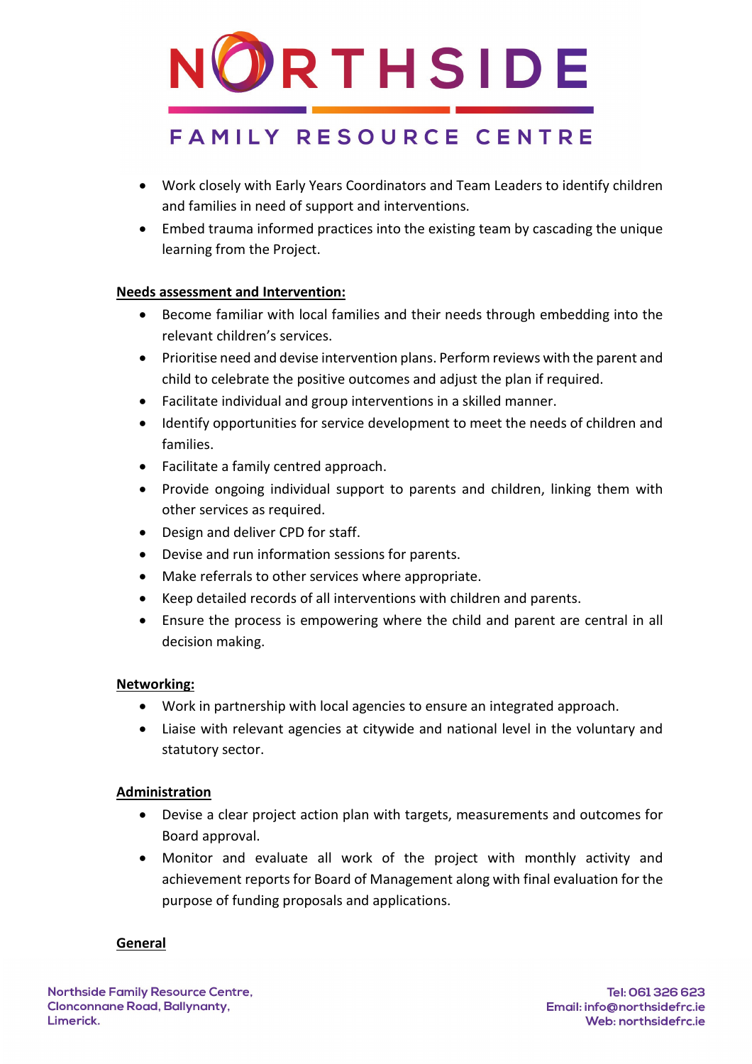- Work closely with Early Years Coordinators and Team Leaders to identify children and families in need of support and interventions.
- Embed trauma informed practices into the existing team by cascading the unique learning from the Project.

**Needs assessment and Intervention:**

- Become familiar with local families and their needs through embedding into the relevant children's services.
- Prioritise need and devise intervention plans. Perform reviews with the parent and child to celebrate the positive outcomes and adjust the plan if required.
- Facilitate individual and group interventions in a skilled manner.
- Identify opportunities for service development to meet the needs of children and families.
- Facilitate a family centred approach.
- Provide ongoing individual support to parents and children, linking them with other services as required.
- Design and deliver CPD for staff.
- Devise and run information sessions for parents.
- Make referrals to other services where appropriate.
- Keep detailed records of all interventions with children and parents.
- Ensure the process is empowering where the child and parent are central in all decision making.

**Networking:**

- Work in partnership with local agencies to ensure an integrated approach.
- Liaise with relevant agencies at citywide and national level in the voluntary and statutory sector.

**Administration**

- Devise a clear project action plan with targets, measurements and outcomes for Board approval.
- Monitor and evaluate all work of the project with monthly activity and achievement reports for Board of Management along with final evaluation for the purpose of funding proposals and applications.

**General**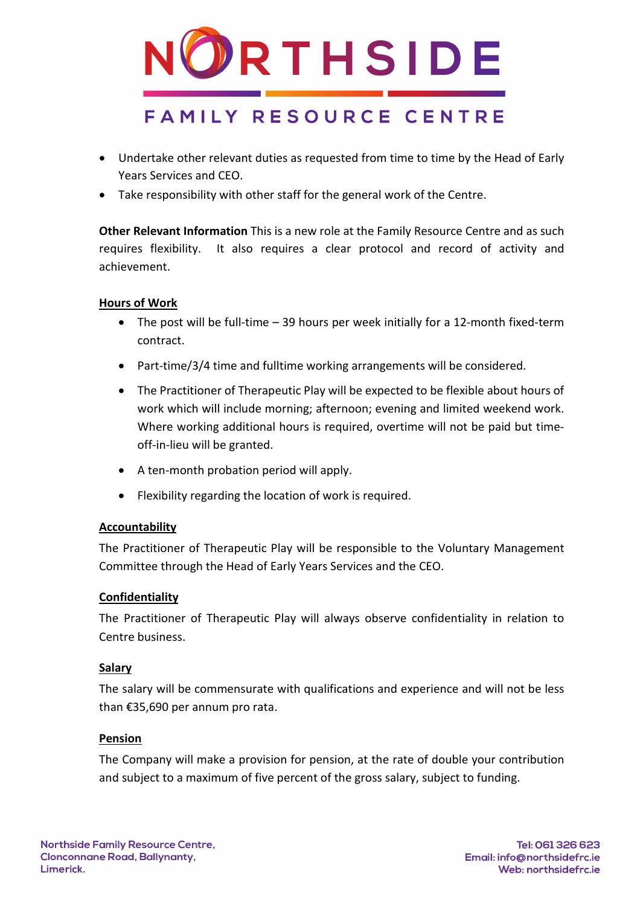- Undertake other relevant duties as requested from time to time by the Head of Early Years Services and CEO.
- Take responsibility with other staff for the general work of the Centre.

**Other Relevant Information** This is a new role at the Family Resource Centre and as such requires flexibility. It also requires a clear protocol and record of activity and achievement.

## Hours of Work

- The post will be full-time – 39 hours per week initially for a 12-month fixed-term contract.
- Part-time/3/4 time and fulltime working arrangements will be considered.
- The Practitioner of Therapeutic Play will be expected to be flexible about hours of work which will include morning; afternoon; evening and limited weekend work. Where working additional hours is required, overtime will not be paid but time-off-in-lieu will be granted.
- A ten-month probation period will apply.
- Flexibility regarding the location of work is required.

## Accountability

The Practitioner of Therapeutic Play will be responsible to the Voluntary Management Committee through the Head of Early Years Services and the CEO.

## Confidentiality

The Practitioner of Therapeutic Play will always observe confidentiality in relation to Centre business.

## Salary

The salary will be commensurate with qualifications and experience and will not be less than €35,690 per annum pro rata.

## Pension

The Company will make a provision for pension, at the rate of double your contribution and subject to a maximum of five percent of the gross salary, subject to funding.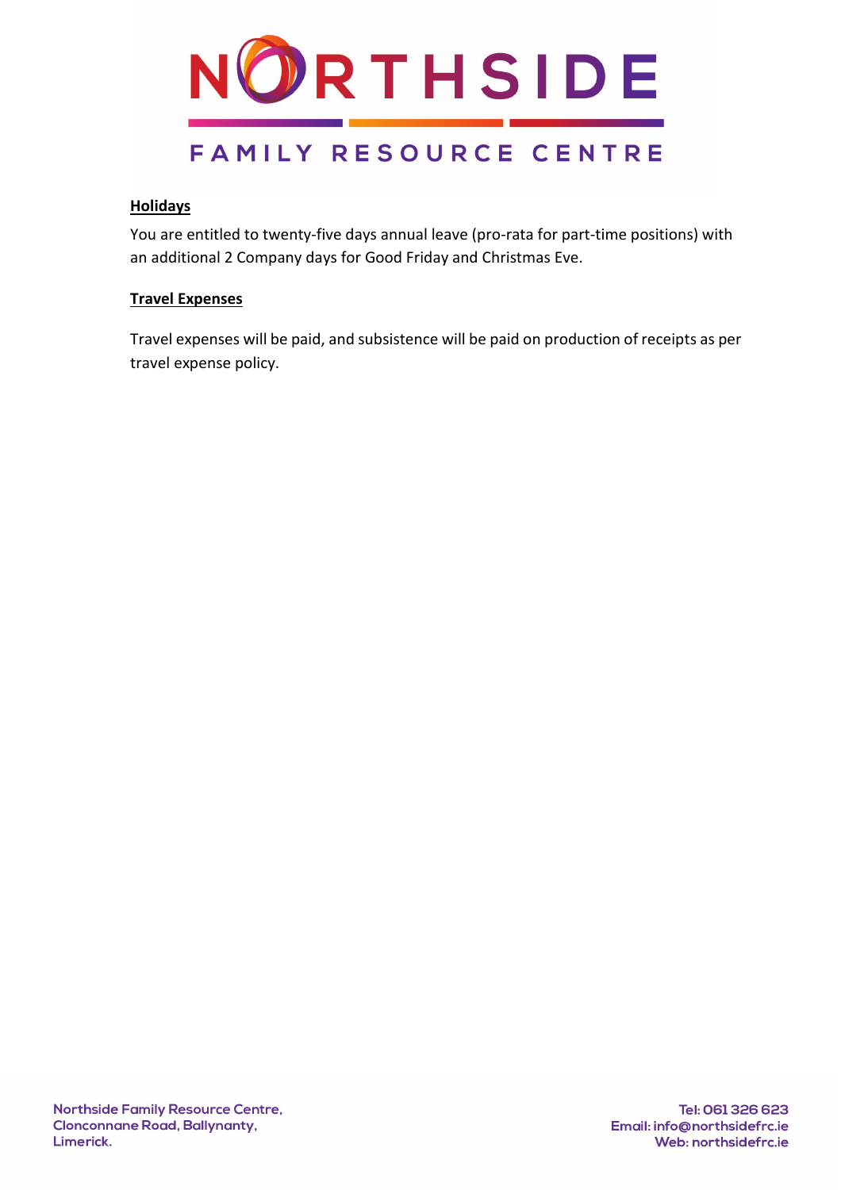**Holidays**

You are entitled to twenty-five days annual leave (pro-rata for part-time positions) with an additional 2 Company days for Good Friday and Christmas Eve.

**Travel Expenses**

Travel expenses will be paid, and subsistence will be paid on production of receipts as per travel expense policy.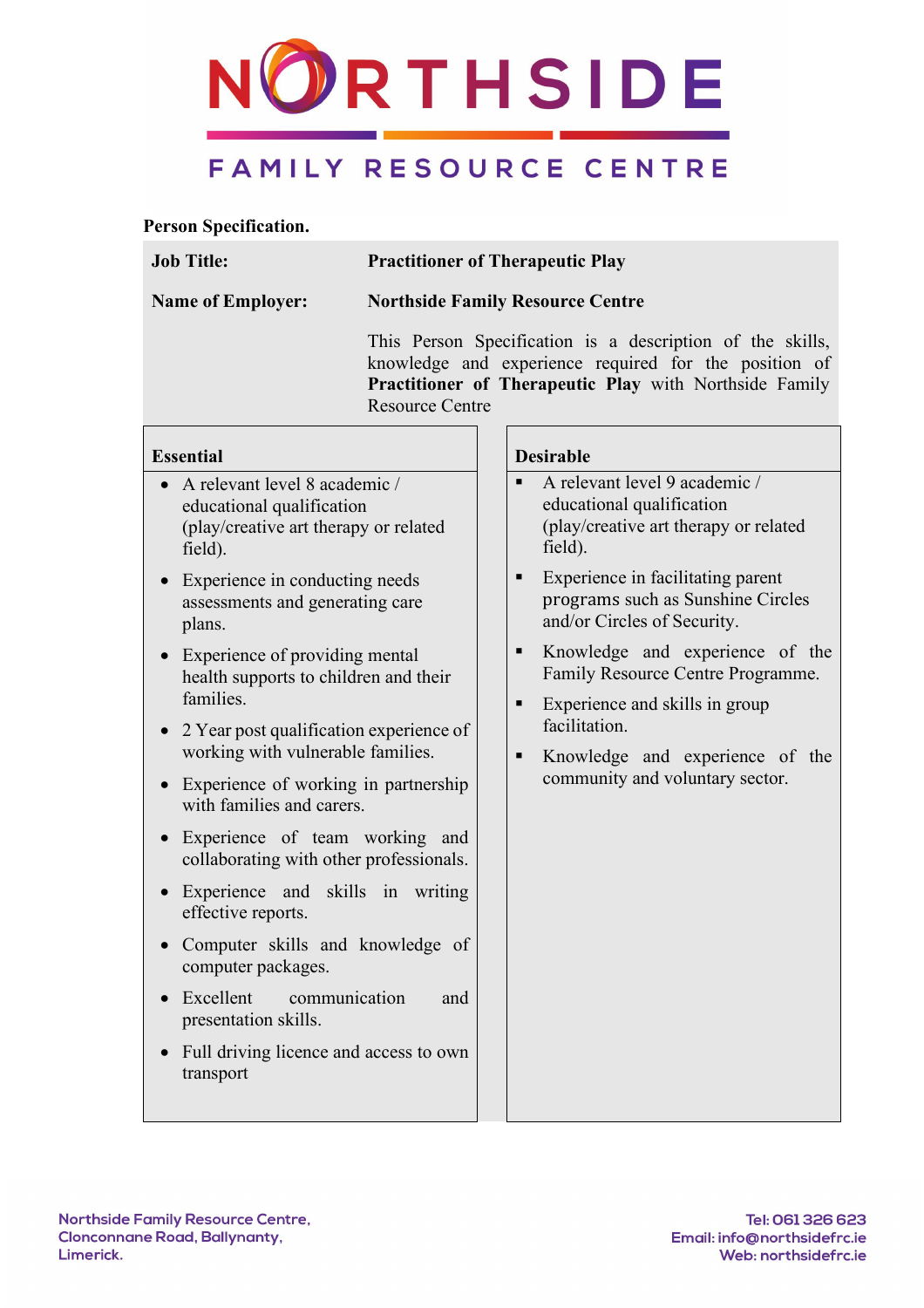# NORTHSIDE

## FAMILY RESOURCE CENTRE

**Person Specification.**

| | |
|---|---|
| **Job Title:** | **Practitioner of Therapeutic Play** |
| **Name of Employer:** | **Northside Family Resource Centre** |
| | This Person Specification is a description of the skills, knowledge and experience required for the position of **Practitioner of Therapeutic Play** with Northside Family Resource Centre |

### Essential

- A relevant level 8 academic / educational qualification (play/creative art therapy or related field).
- Experience in conducting needs assessments and generating care plans.
- Experience of providing mental health supports to children and their families.
- 2 Year post qualification experience of working with vulnerable families.
- Experience of working in partnership with families and carers.
- Experience of team working and collaborating with other professionals.
- Experience and skills in writing effective reports.
- Computer skills and knowledge of computer packages.
- Excellent communication and presentation skills.
- Full driving licence and access to own transport

### Desirable

- A relevant level 9 academic / educational qualification (play/creative art therapy or related field).
- Experience in facilitating parent programs such as Sunshine Circles and/or Circles of Security.
- Knowledge and experience of the Family Resource Centre Programme.
- Experience and skills in group facilitation.
- Knowledge and experience of the community and voluntary sector.

Northside Family Resource Centre,
Clonconnane Road, Ballynanty,
Limerick.

Tel: 061 326 623
Email: info@northsidefrc.ie
Web: northsidefrc.ie